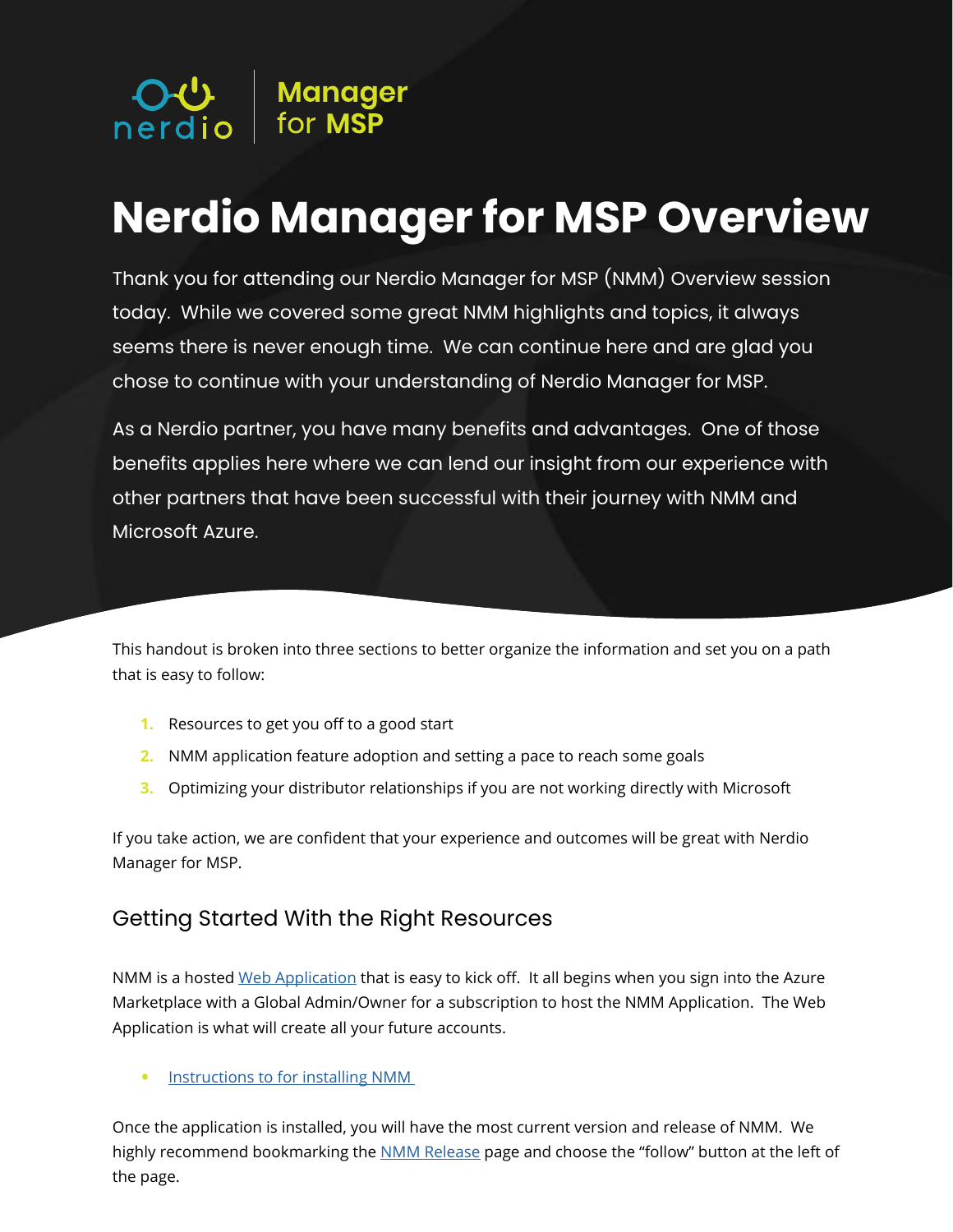# Nerdio Manager for MSP Overview

Thank you for attending our Nerdio Manager for MSP (NMM) Overview session today. While we covered some great NMM highlights and topics, it always seems there is never enough time. We can continue here and are glad you chose to continue with your understanding of Nerdio Manager for MSP.

As a Nerdio partner, you have many benefits and advantages. One of those benefits applies here where we can lend our insight from our experience with other partners that have been successful with their journey with NMM and Microsoft Azure.

This handout is broken into three sections to better organize the information and set you on a path that is easy to follow:

1. Resources to get you off to a good start
2. NMM application feature adoption and setting a pace to reach some goals
3. Optimizing your distributor relationships if you are not working directly with Microsoft

If you take action, we are confident that your experience and outcomes will be great with Nerdio Manager for MSP.

## Getting Started With the Right Resources

NMM is a hosted Web Application that is easy to kick off. It all begins when you sign into the Azure Marketplace with a Global Admin/Owner for a subscription to host the NMM Application. The Web Application is what will create all your future accounts.

- Instructions to for installing NMM

Once the application is installed, you will have the most current version and release of NMM. We highly recommend bookmarking the NMM Release page and choose the "follow" button at the left of the page.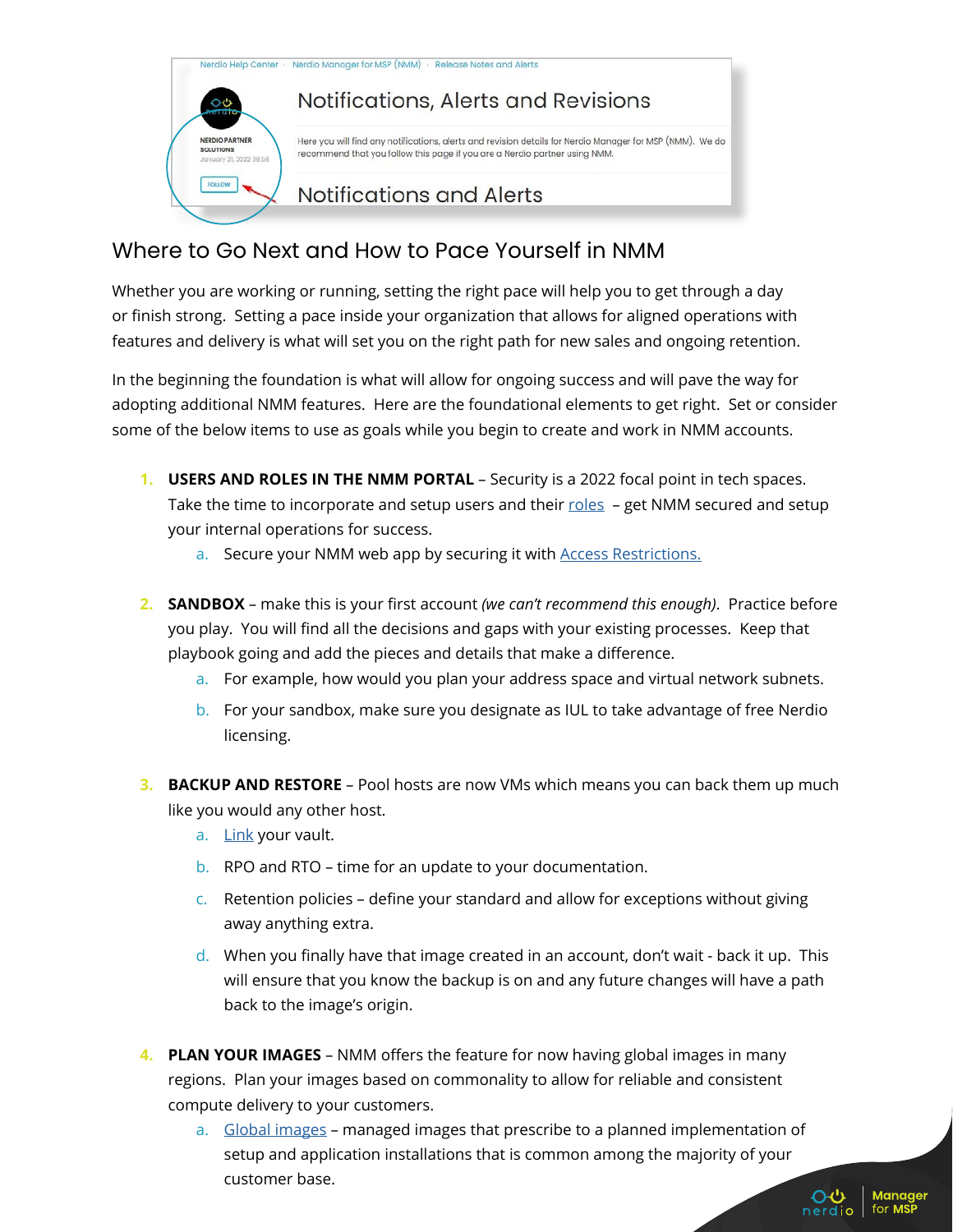## Where to Go Next and How to Pace Yourself in NMM

Whether you are working or running, setting the right pace will help you to get through a day or finish strong. Setting a pace inside your organization that allows for aligned operations with features and delivery is what will set you on the right path for new sales and ongoing retention.

In the beginning the foundation is what will allow for ongoing success and will pave the way for adopting additional NMM features. Here are the foundational elements to get right. Set or consider some of the below items to use as goals while you begin to create and work in NMM accounts.

1. **USERS AND ROLES IN THE NMM PORTAL** – Security is a 2022 focal point in tech spaces. Take the time to incorporate and setup users and their roles – get NMM secured and setup your internal operations for success.
   a. Secure your NMM web app by securing it with Access Restrictions.

2. **SANDBOX** – make this is your first account *(we can't recommend this enough)*. Practice before you play. You will find all the decisions and gaps with your existing processes. Keep that playbook going and add the pieces and details that make a difference.
   a. For example, how would you plan your address space and virtual network subnets.
   b. For your sandbox, make sure you designate as IUL to take advantage of free Nerdio licensing.

3. **BACKUP AND RESTORE** – Pool hosts are now VMs which means you can back them up much like you would any other host.
   a. Link your vault.
   b. RPO and RTO – time for an update to your documentation.
   c. Retention policies – define your standard and allow for exceptions without giving away anything extra.
   d. When you finally have that image created in an account, don't wait - back it up. This will ensure that you know the backup is on and any future changes will have a path back to the image's origin.

4. **PLAN YOUR IMAGES** – NMM offers the feature for now having global images in many regions. Plan your images based on commonality to allow for reliable and consistent compute delivery to your customers.
   a. Global images – managed images that prescribe to a planned implementation of setup and application installations that is common among the majority of your customer base.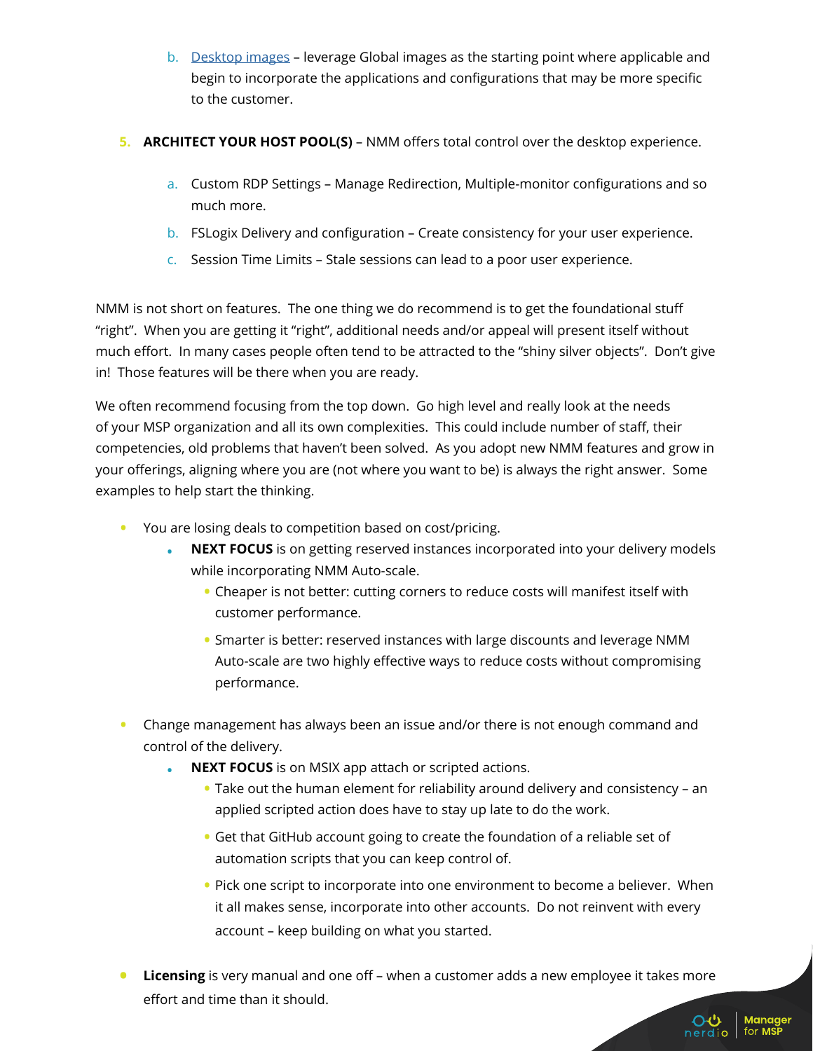b. [Desktop images]() – leverage Global images as the starting point where applicable and begin to incorporate the applications and configurations that may be more specific to the customer.

5. **ARCHITECT YOUR HOST POOL(S)** – NMM offers total control over the desktop experience.

   a. Custom RDP Settings – Manage Redirection, Multiple-monitor configurations and so much more.

   b. FSLogix Delivery and configuration – Create consistency for your user experience.

   c. Session Time Limits – Stale sessions can lead to a poor user experience.

NMM is not short on features. The one thing we do recommend is to get the foundational stuff "right". When you are getting it "right", additional needs and/or appeal will present itself without much effort. In many cases people often tend to be attracted to the "shiny silver objects". Don't give in! Those features will be there when you are ready.

We often recommend focusing from the top down. Go high level and really look at the needs of your MSP organization and all its own complexities. This could include number of staff, their competencies, old problems that haven't been solved. As you adopt new NMM features and grow in your offerings, aligning where you are (not where you want to be) is always the right answer. Some examples to help start the thinking.

- You are losing deals to competition based on cost/pricing.
  - **NEXT FOCUS** is on getting reserved instances incorporated into your delivery models while incorporating NMM Auto-scale.
    - Cheaper is not better: cutting corners to reduce costs will manifest itself with customer performance.
    - Smarter is better: reserved instances with large discounts and leverage NMM Auto-scale are two highly effective ways to reduce costs without compromising performance.

- Change management has always been an issue and/or there is not enough command and control of the delivery.
  - **NEXT FOCUS** is on MSIX app attach or scripted actions.
    - Take out the human element for reliability around delivery and consistency – an applied scripted action does have to stay up late to do the work.
    - Get that GitHub account going to create the foundation of a reliable set of automation scripts that you can keep control of.
    - Pick one script to incorporate into one environment to become a believer. When it all makes sense, incorporate into other accounts. Do not reinvent with every account – keep building on what you started.

- **Licensing** is very manual and one off – when a customer adds a new employee it takes more effort and time than it should.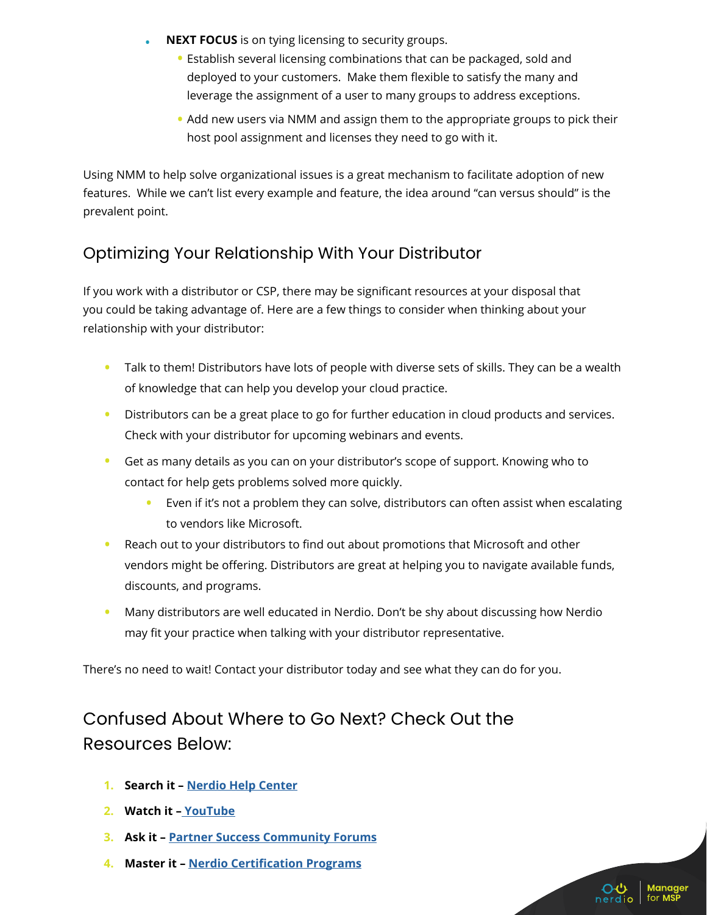- **NEXT FOCUS** is on tying licensing to security groups.
  - Establish several licensing combinations that can be packaged, sold and deployed to your customers. Make them flexible to satisfy the many and leverage the assignment of a user to many groups to address exceptions.
  - Add new users via NMM and assign them to the appropriate groups to pick their host pool assignment and licenses they need to go with it.

Using NMM to help solve organizational issues is a great mechanism to facilitate adoption of new features. While we can't list every example and feature, the idea around "can versus should" is the prevalent point.

## Optimizing Your Relationship With Your Distributor

If you work with a distributor or CSP, there may be significant resources at your disposal that you could be taking advantage of. Here are a few things to consider when thinking about your relationship with your distributor:

- Talk to them! Distributors have lots of people with diverse sets of skills. They can be a wealth of knowledge that can help you develop your cloud practice.
- Distributors can be a great place to go for further education in cloud products and services. Check with your distributor for upcoming webinars and events.
- Get as many details as you can on your distributor's scope of support. Knowing who to contact for help gets problems solved more quickly.
  - Even if it's not a problem they can solve, distributors can often assist when escalating to vendors like Microsoft.
- Reach out to your distributors to find out about promotions that Microsoft and other vendors might be offering. Distributors are great at helping you to navigate available funds, discounts, and programs.
- Many distributors are well educated in Nerdio. Don't be shy about discussing how Nerdio may fit your practice when talking with your distributor representative.

There's no need to wait! Contact your distributor today and see what they can do for you.

## Confused About Where to Go Next? Check Out the Resources Below:

1. **Search it –** Nerdio Help Center
2. **Watch it –** YouTube
3. **Ask it –** Partner Success Community Forums
4. **Master it –** Nerdio Certification Programs